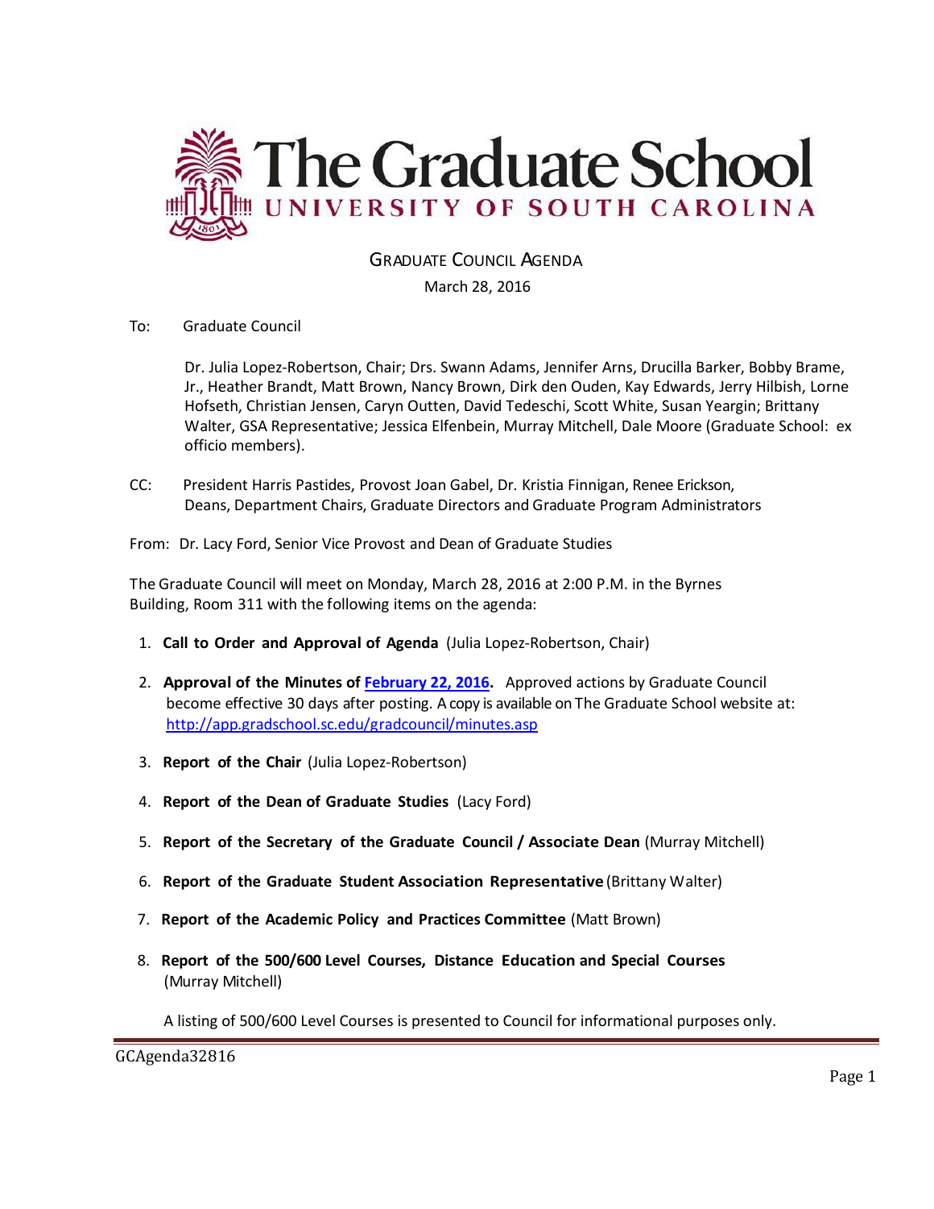# The Graduate School
## UNIVERSITY OF SOUTH CAROLINA

### GRADUATE COUNCIL AGENDA

March 28, 2016

To: Graduate Council

Dr. Julia Lopez-Robertson, Chair; Drs. Swann Adams, Jennifer Arns, Drucilla Barker, Bobby Brame, Jr., Heather Brandt, Matt Brown, Nancy Brown, Dirk den Ouden, Kay Edwards, Jerry Hilbish, Lorne Hofseth, Christian Jensen, Caryn Outten, David Tedeschi, Scott White, Susan Yeargin; Brittany Walter, GSA Representative; Jessica Elfenbein, Murray Mitchell, Dale Moore (Graduate School: ex officio members).

CC: President Harris Pastides, Provost Joan Gabel, Dr. Kristia Finnigan, Renee Erickson, Deans, Department Chairs, Graduate Directors and Graduate Program Administrators

From: Dr. Lacy Ford, Senior Vice Provost and Dean of Graduate Studies

The Graduate Council will meet on Monday, March 28, 2016 at 2:00 P.M. in the Byrnes Building, Room 311 with the following items on the agenda:

1. **Call to Order and Approval of Agenda** (Julia Lopez-Robertson, Chair)

2. **Approval of the Minutes of February 22, 2016.** Approved actions by Graduate Council become effective 30 days after posting. A copy is available on The Graduate School website at: http://app.gradschool.sc.edu/gradcouncil/minutes.asp

3. **Report of the Chair** (Julia Lopez-Robertson)

4. **Report of the Dean of Graduate Studies** (Lacy Ford)

5. **Report of the Secretary of the Graduate Council / Associate Dean** (Murray Mitchell)

6. **Report of the Graduate Student Association Representative** (Brittany Walter)

7. **Report of the Academic Policy and Practices Committee** (Matt Brown)

8. **Report of the 500/600 Level Courses, Distance Education and Special Courses** (Murray Mitchell)

   A listing of 500/600 Level Courses is presented to Council for informational purposes only.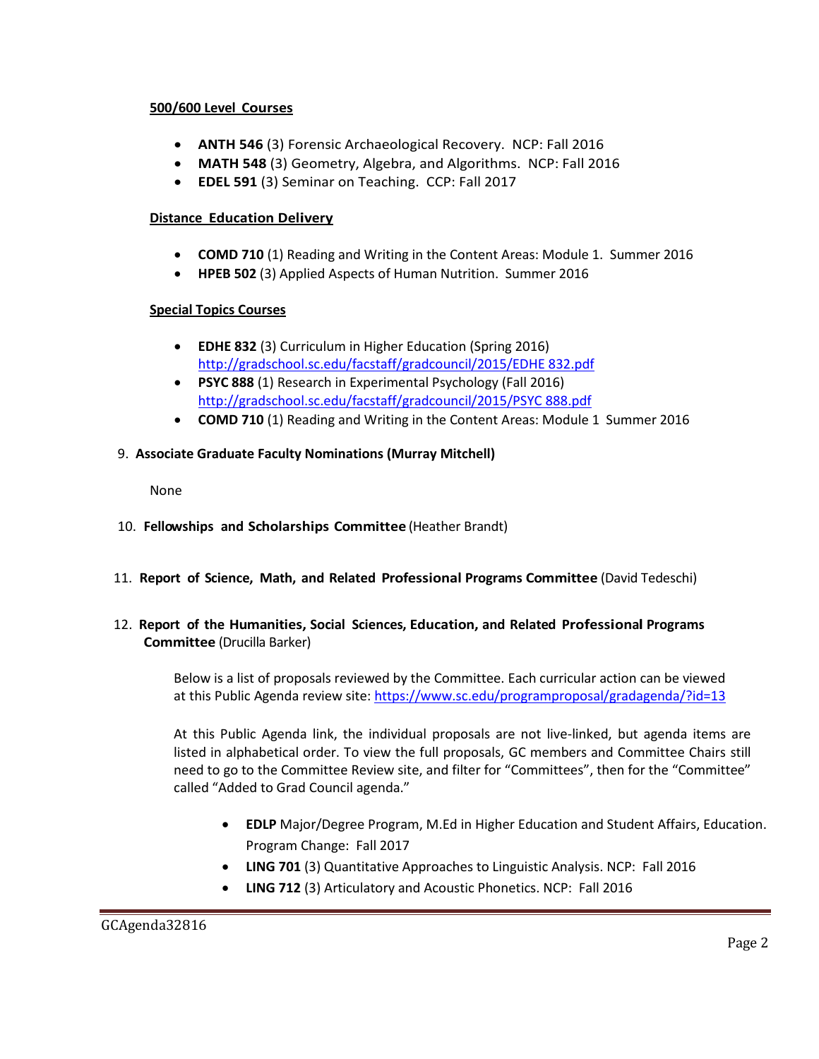**500/600 Level Courses**

- **ANTH 546** (3) Forensic Archaeological Recovery. NCP: Fall 2016
- **MATH 548** (3) Geometry, Algebra, and Algorithms. NCP: Fall 2016
- **EDEL 591** (3) Seminar on Teaching. CCP: Fall 2017

**Distance Education Delivery**

- **COMD 710** (1) Reading and Writing in the Content Areas: Module 1. Summer 2016
- **HPEB 502** (3) Applied Aspects of Human Nutrition. Summer 2016

**Special Topics Courses**

- **EDHE 832** (3) Curriculum in Higher Education (Spring 2016) http://gradschool.sc.edu/facstaff/gradcouncil/2015/EDHE 832.pdf
- **PSYC 888** (1) Research in Experimental Psychology (Fall 2016) http://gradschool.sc.edu/facstaff/gradcouncil/2015/PSYC 888.pdf
- **COMD 710** (1) Reading and Writing in the Content Areas: Module 1 Summer 2016

9. **Associate Graduate Faculty Nominations (Murray Mitchell)**

   None

10. **Fellowships and Scholarships Committee** (Heather Brandt)

11. **Report of Science, Math, and Related Professional Programs Committee** (David Tedeschi)

12. **Report of the Humanities, Social Sciences, Education, and Related Professional Programs Committee** (Drucilla Barker)

    Below is a list of proposals reviewed by the Committee. Each curricular action can be viewed at this Public Agenda review site: https://www.sc.edu/programproposal/gradagenda/?id=13

    At this Public Agenda link, the individual proposals are not live-linked, but agenda items are listed in alphabetical order. To view the full proposals, GC members and Committee Chairs still need to go to the Committee Review site, and filter for "Committees", then for the "Committee" called "Added to Grad Council agenda."

    - **EDLP** Major/Degree Program, M.Ed in Higher Education and Student Affairs, Education. Program Change: Fall 2017
    - **LING 701** (3) Quantitative Approaches to Linguistic Analysis. NCP: Fall 2016
    - **LING 712** (3) Articulatory and Acoustic Phonetics. NCP: Fall 2016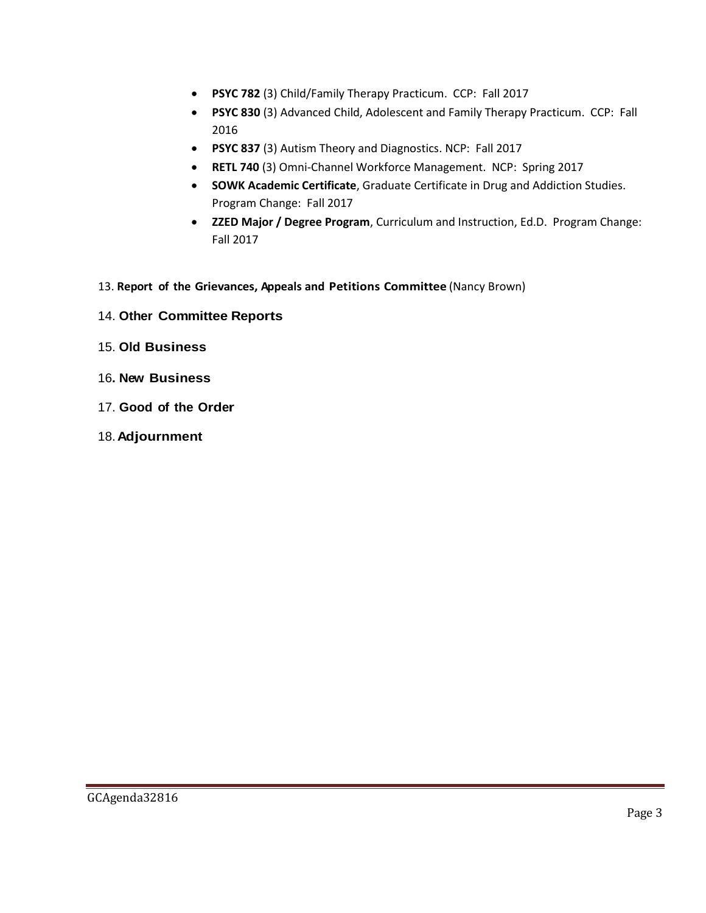- **PSYC 782** (3) Child/Family Therapy Practicum. CCP: Fall 2017
- **PSYC 830** (3) Advanced Child, Adolescent and Family Therapy Practicum. CCP: Fall 2016
- **PSYC 837** (3) Autism Theory and Diagnostics. NCP: Fall 2017
- **RETL 740** (3) Omni-Channel Workforce Management. NCP: Spring 2017
- **SOWK Academic Certificate**, Graduate Certificate in Drug and Addiction Studies. Program Change: Fall 2017
- **ZZED Major / Degree Program**, Curriculum and Instruction, Ed.D. Program Change: Fall 2017

13. **Report of the Grievances, Appeals and Petitions Committee** (Nancy Brown)

14. **Other Committee Reports**

15. **Old Business**

16. **New Business**

17. **Good of the Order**

18. **Adjournment**

GCAgenda32816